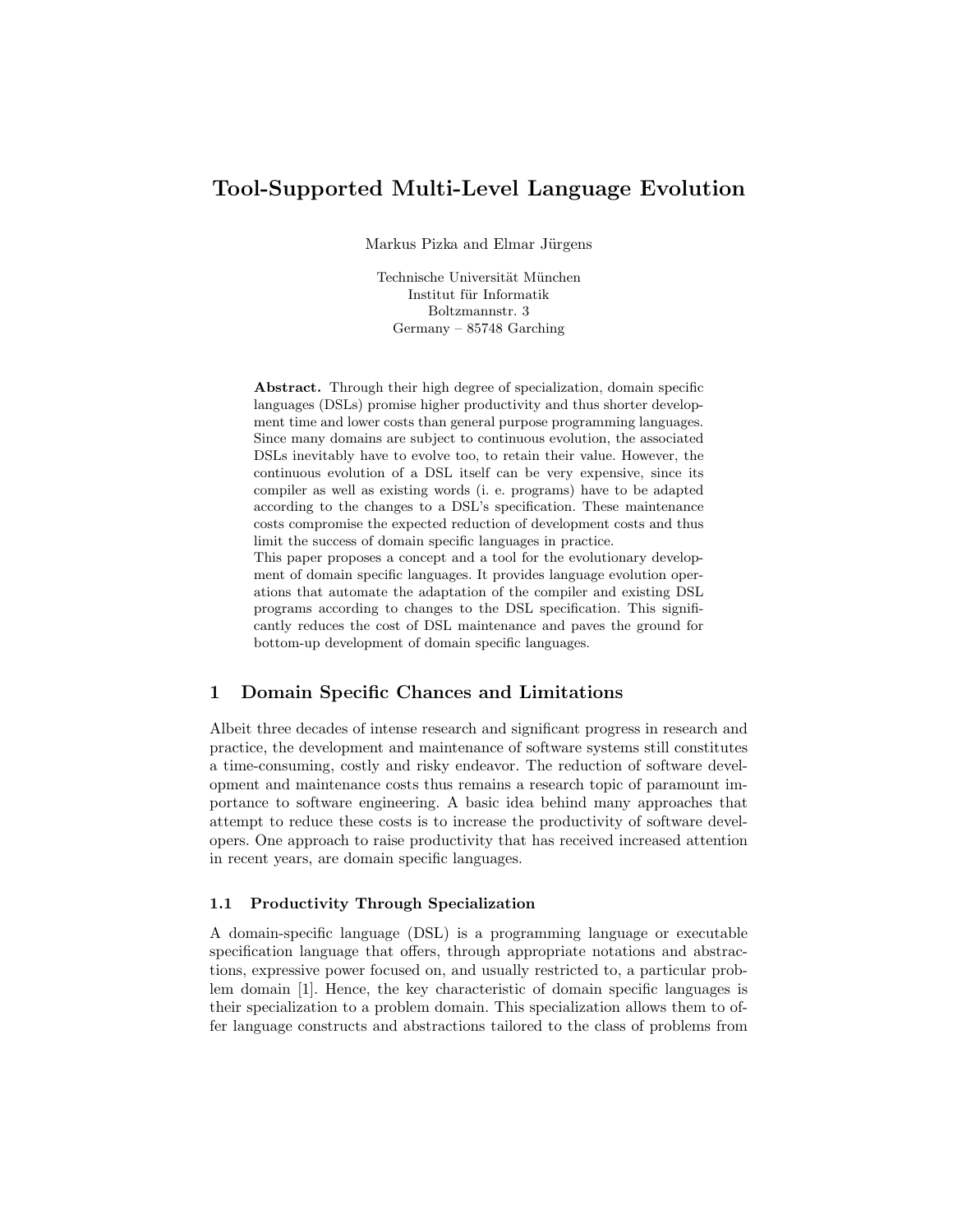# Tool-Supported Multi-Level Language Evolution

Markus Pizka and Elmar Jürgens

Technische Universität München
Institut für Informatik
Boltzmannstr. 3
Germany – 85748 Garching

**Abstract.** Through their high degree of specialization, domain specific languages (DSLs) promise higher productivity and thus shorter development time and lower costs than general purpose programming languages. Since many domains are subject to continuous evolution, the associated DSLs inevitably have to evolve too, to retain their value. However, the continuous evolution of a DSL itself can be very expensive, since its compiler as well as existing words (i. e. programs) have to be adapted according to the changes to a DSL's specification. These maintenance costs compromise the expected reduction of development costs and thus limit the success of domain specific languages in practice.
This paper proposes a concept and a tool for the evolutionary development of domain specific languages. It provides language evolution operations that automate the adaptation of the compiler and existing DSL programs according to changes to the DSL specification. This significantly reduces the cost of DSL maintenance and paves the ground for bottom-up development of domain specific languages.

## 1 Domain Specific Chances and Limitations

Albeit three decades of intense research and significant progress in research and practice, the development and maintenance of software systems still constitutes a time-consuming, costly and risky endeavor. The reduction of software development and maintenance costs thus remains a research topic of paramount importance to software engineering. A basic idea behind many approaches that attempt to reduce these costs is to increase the productivity of software developers. One approach to raise productivity that has received increased attention in recent years, are domain specific languages.

### 1.1 Productivity Through Specialization

A domain-specific language (DSL) is a programming language or executable specification language that offers, through appropriate notations and abstractions, expressive power focused on, and usually restricted to, a particular problem domain [1]. Hence, the key characteristic of domain specific languages is their specialization to a problem domain. This specialization allows them to offer language constructs and abstractions tailored to the class of problems from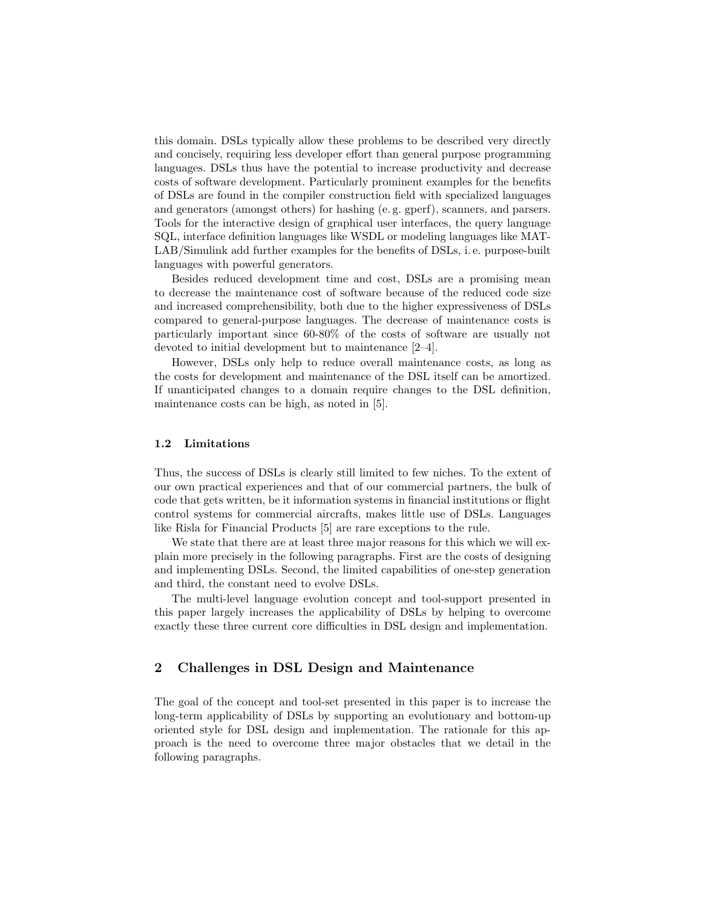this domain. DSLs typically allow these problems to be described very directly and concisely, requiring less developer effort than general purpose programming languages. DSLs thus have the potential to increase productivity and decrease costs of software development. Particularly prominent examples for the benefits of DSLs are found in the compiler construction field with specialized languages and generators (amongst others) for hashing (e. g. gperf), scanners, and parsers. Tools for the interactive design of graphical user interfaces, the query language SQL, interface definition languages like WSDL or modeling languages like MATLAB/Simulink add further examples for the benefits of DSLs, i. e. purpose-built languages with powerful generators.

Besides reduced development time and cost, DSLs are a promising mean to decrease the maintenance cost of software because of the reduced code size and increased comprehensibility, both due to the higher expressiveness of DSLs compared to general-purpose languages. The decrease of maintenance costs is particularly important since 60-80% of the costs of software are usually not devoted to initial development but to maintenance [2–4].

However, DSLs only help to reduce overall maintenance costs, as long as the costs for development and maintenance of the DSL itself can be amortized. If unanticipated changes to a domain require changes to the DSL definition, maintenance costs can be high, as noted in [5].

### 1.2 Limitations

Thus, the success of DSLs is clearly still limited to few niches. To the extent of our own practical experiences and that of our commercial partners, the bulk of code that gets written, be it information systems in financial institutions or flight control systems for commercial aircrafts, makes little use of DSLs. Languages like Risla for Financial Products [5] are rare exceptions to the rule.

We state that there are at least three major reasons for this which we will explain more precisely in the following paragraphs. First are the costs of designing and implementing DSLs. Second, the limited capabilities of one-step generation and third, the constant need to evolve DSLs.

The multi-level language evolution concept and tool-support presented in this paper largely increases the applicability of DSLs by helping to overcome exactly these three current core difficulties in DSL design and implementation.

## 2 Challenges in DSL Design and Maintenance

The goal of the concept and tool-set presented in this paper is to increase the long-term applicability of DSLs by supporting an evolutionary and bottom-up oriented style for DSL design and implementation. The rationale for this approach is the need to overcome three major obstacles that we detail in the following paragraphs.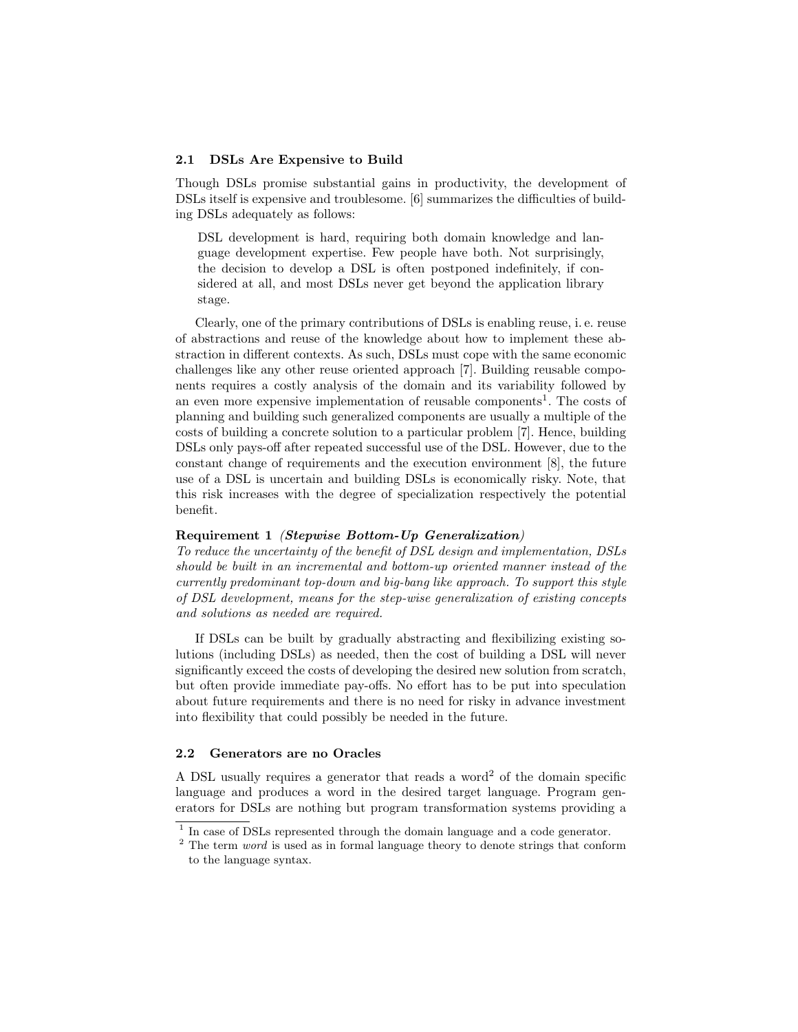### 2.1 DSLs Are Expensive to Build

Though DSLs promise substantial gains in productivity, the development of DSLs itself is expensive and troublesome. [6] summarizes the difficulties of building DSLs adequately as follows:

> DSL development is hard, requiring both domain knowledge and language development expertise. Few people have both. Not surprisingly, the decision to develop a DSL is often postponed indefinitely, if considered at all, and most DSLs never get beyond the application library stage.

Clearly, one of the primary contributions of DSLs is enabling reuse, i. e. reuse of abstractions and reuse of the knowledge about how to implement these abstraction in different contexts. As such, DSLs must cope with the same economic challenges like any other reuse oriented approach [7]. Building reusable components requires a costly analysis of the domain and its variability followed by an even more expensive implementation of reusable components[1]. The costs of planning and building such generalized components are usually a multiple of the costs of building a concrete solution to a particular problem [7]. Hence, building DSLs only pays-off after repeated successful use of the DSL. However, due to the constant change of requirements and the execution environment [8], the future use of a DSL is uncertain and building DSLs is economically risky. Note, that this risk increases with the degree of specialization respectively the potential benefit.

**Requirement 1** ***(Stepwise Bottom-Up Generalization)***
*To reduce the uncertainty of the benefit of DSL design and implementation, DSLs should be built in an incremental and bottom-up oriented manner instead of the currently predominant top-down and big-bang like approach. To support this style of DSL development, means for the step-wise generalization of existing concepts and solutions as needed are required.*

If DSLs can be built by gradually abstracting and flexibilizing existing solutions (including DSLs) as needed, then the cost of building a DSL will never significantly exceed the costs of developing the desired new solution from scratch, but often provide immediate pay-offs. No effort has to be put into speculation about future requirements and there is no need for risky in advance investment into flexibility that could possibly be needed in the future.

### 2.2 Generators are no Oracles

A DSL usually requires a generator that reads a word[2] of the domain specific language and produces a word in the desired target language. Program generators for DSLs are nothing but program transformation systems providing a

[1] In case of DSLs represented through the domain language and a code generator.

[2] The term *word* is used as in formal language theory to denote strings that conform to the language syntax.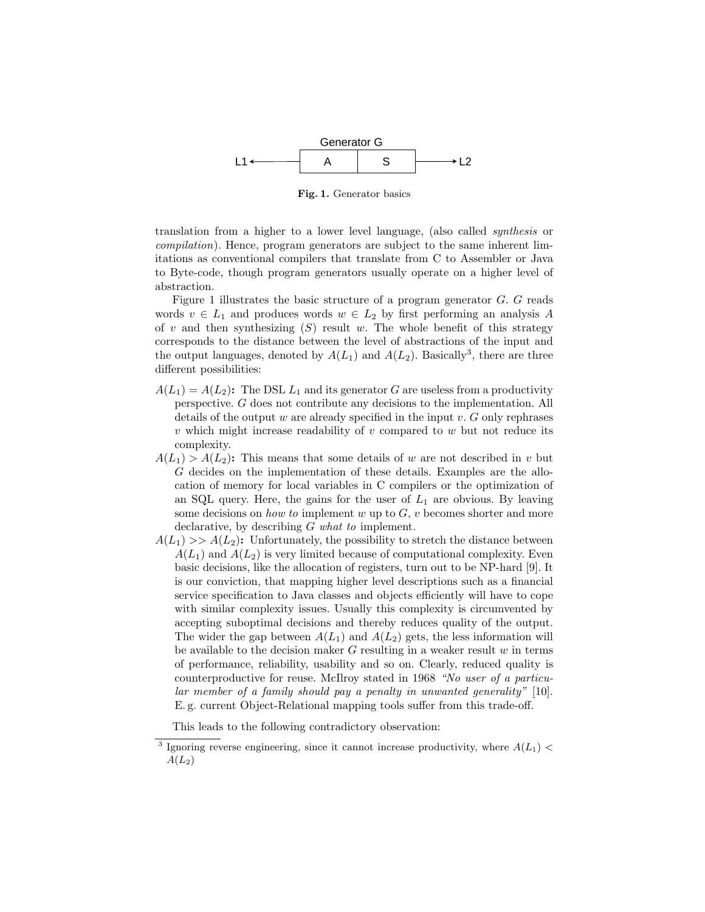Generator G

L1 ← | A | S | → L2

**Fig. 1.** Generator basics

translation from a higher to a lower level language, (also called *synthesis* or *compilation*). Hence, program generators are subject to the same inherent limitations as conventional compilers that translate from C to Assembler or Java to Byte-code, though program generators usually operate on a higher level of abstraction.

Figure 1 illustrates the basic structure of a program generator $G$. $G$ reads words $v \in L_1$ and produces words $w \in L_2$ by first performing an analysis $A$ of $v$ and then synthesizing ($S$) result $w$. The whole benefit of this strategy corresponds to the distance between the level of abstractions of the input and the output languages, denoted by $A(L_1)$ and $A(L_2)$. Basically[3], there are three different possibilities:

- **$A(L_1) = A(L_2)$:** The DSL $L_1$ and its generator $G$ are useless from a productivity perspective. $G$ does not contribute any decisions to the implementation. All details of the output $w$ are already specified in the input $v$. $G$ only rephrases $v$ which might increase readability of $v$ compared to $w$ but not reduce its complexity.
- **$A(L_1) > A(L_2)$:** This means that some details of $w$ are not described in $v$ but $G$ decides on the implementation of these details. Examples are the allocation of memory for local variables in C compilers or the optimization of an SQL query. Here, the gains for the user of $L_1$ are obvious. By leaving some decisions on *how to* implement $w$ up to $G$, $v$ becomes shorter and more declarative, by describing $G$ *what to* implement.
- **$A(L_1) >> A(L_2)$:** Unfortunately, the possibility to stretch the distance between $A(L_1)$ and $A(L_2)$ is very limited because of computational complexity. Even basic decisions, like the allocation of registers, turn out to be NP-hard [9]. It is our conviction, that mapping higher level descriptions such as a financial service specification to Java classes and objects efficiently will have to cope with similar complexity issues. Usually this complexity is circumvented by accepting suboptimal decisions and thereby reduces quality of the output. The wider the gap between $A(L_1)$ and $A(L_2)$ gets, the less information will be available to the decision maker $G$ resulting in a weaker result $w$ in terms of performance, reliability, usability and so on. Clearly, reduced quality is counterproductive for reuse. McIlroy stated in 1968 *"No user of a particular member of a family should pay a penalty in unwanted generality"* [10]. E. g. current Object-Relational mapping tools suffer from this trade-off.

This leads to the following contradictory observation:

[3] Ignoring reverse engineering, since it cannot increase productivity, where $A(L_1) < A(L_2)$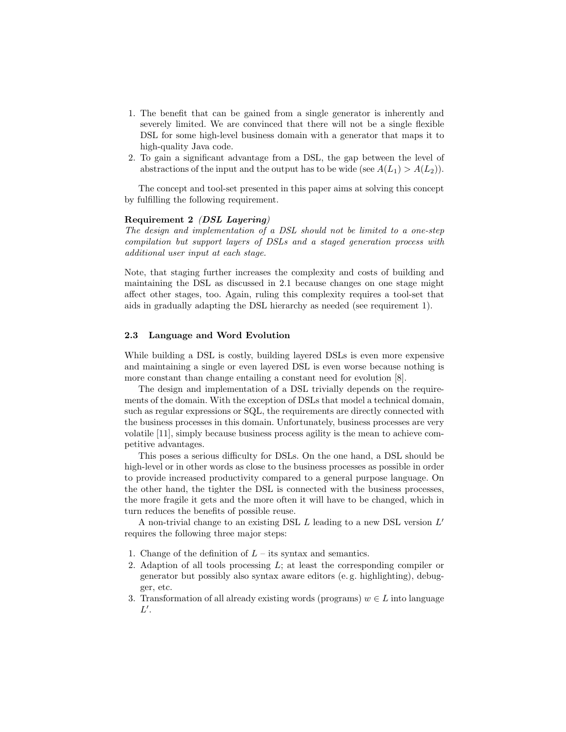1. The benefit that can be gained from a single generator is inherently and severely limited. We are convinced that there will not be a single flexible DSL for some high-level business domain with a generator that maps it to high-quality Java code.
2. To gain a significant advantage from a DSL, the gap between the level of abstractions of the input and the output has to be wide (see $A(L_1) > A(L_2)$).

The concept and tool-set presented in this paper aims at solving this concept by fulfilling the following requirement.

**Requirement 2** ***(DSL Layering)***
*The design and implementation of a DSL should not be limited to a one-step compilation but support layers of DSLs and a staged generation process with additional user input at each stage.*

Note, that staging further increases the complexity and costs of building and maintaining the DSL as discussed in 2.1 because changes on one stage might affect other stages, too. Again, ruling this complexity requires a tool-set that aids in gradually adapting the DSL hierarchy as needed (see requirement 1).

### 2.3 Language and Word Evolution

While building a DSL is costly, building layered DSLs is even more expensive and maintaining a single or even layered DSL is even worse because nothing is more constant than change entailing a constant need for evolution [8].

The design and implementation of a DSL trivially depends on the requirements of the domain. With the exception of DSLs that model a technical domain, such as regular expressions or SQL, the requirements are directly connected with the business processes in this domain. Unfortunately, business processes are very volatile [11], simply because business process agility is the mean to achieve competitive advantages.

This poses a serious difficulty for DSLs. On the one hand, a DSL should be high-level or in other words as close to the business processes as possible in order to provide increased productivity compared to a general purpose language. On the other hand, the tighter the DSL is connected with the business processes, the more fragile it gets and the more often it will have to be changed, which in turn reduces the benefits of possible reuse.

A non-trivial change to an existing DSL $L$ leading to a new DSL version $L'$ requires the following three major steps:

1. Change of the definition of $L$ – its syntax and semantics.
2. Adaption of all tools processing $L$; at least the corresponding compiler or generator but possibly also syntax aware editors (e. g. highlighting), debugger, etc.
3. Transformation of all already existing words (programs) $w \in L$ into language $L'$.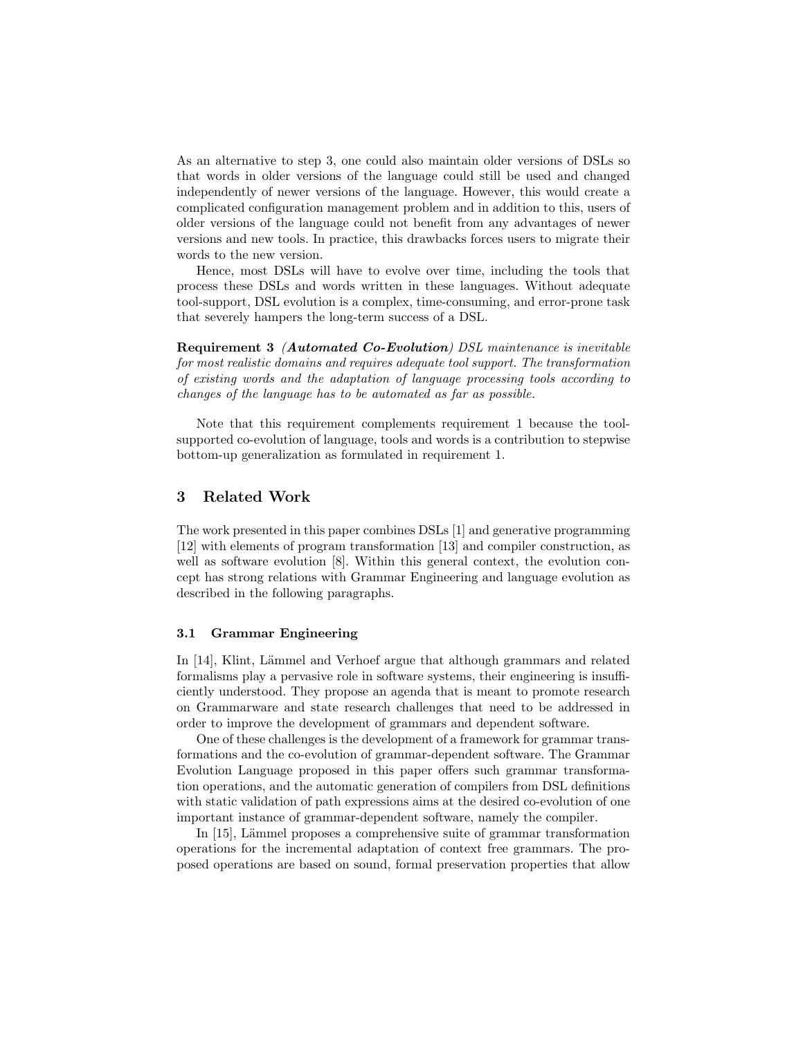As an alternative to step 3, one could also maintain older versions of DSLs so that words in older versions of the language could still be used and changed independently of newer versions of the language. However, this would create a complicated configuration management problem and in addition to this, users of older versions of the language could not benefit from any advantages of newer versions and new tools. In practice, this drawbacks forces users to migrate their words to the new version.

Hence, most DSLs will have to evolve over time, including the tools that process these DSLs and words written in these languages. Without adequate tool-support, DSL evolution is a complex, time-consuming, and error-prone task that severely hampers the long-term success of a DSL.

**Requirement 3** ***(Automated Co-Evolution)*** *DSL maintenance is inevitable for most realistic domains and requires adequate tool support. The transformation of existing words and the adaptation of language processing tools according to changes of the language has to be automated as far as possible.*

Note that this requirement complements requirement 1 because the tool-supported co-evolution of language, tools and words is a contribution to stepwise bottom-up generalization as formulated in requirement 1.

## 3 Related Work

The work presented in this paper combines DSLs [1] and generative programming [12] with elements of program transformation [13] and compiler construction, as well as software evolution [8]. Within this general context, the evolution concept has strong relations with Grammar Engineering and language evolution as described in the following paragraphs.

### 3.1 Grammar Engineering

In [14], Klint, Lämmel and Verhoef argue that although grammars and related formalisms play a pervasive role in software systems, their engineering is insufficiently understood. They propose an agenda that is meant to promote research on Grammarware and state research challenges that need to be addressed in order to improve the development of grammars and dependent software.

One of these challenges is the development of a framework for grammar transformations and the co-evolution of grammar-dependent software. The Grammar Evolution Language proposed in this paper offers such grammar transformation operations, and the automatic generation of compilers from DSL definitions with static validation of path expressions aims at the desired co-evolution of one important instance of grammar-dependent software, namely the compiler.

In [15], Lämmel proposes a comprehensive suite of grammar transformation operations for the incremental adaptation of context free grammars. The proposed operations are based on sound, formal preservation properties that allow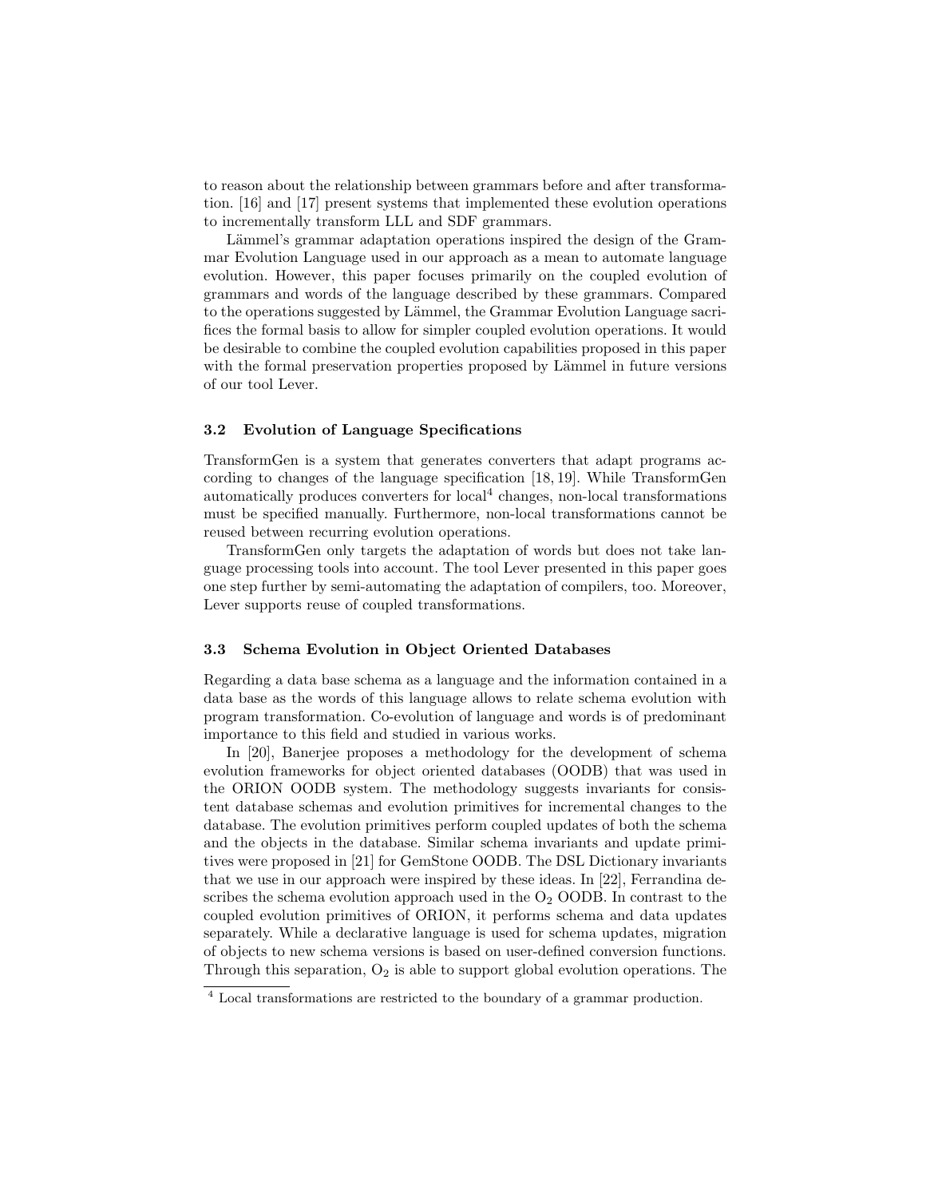to reason about the relationship between grammars before and after transformation. [16] and [17] present systems that implemented these evolution operations to incrementally transform LLL and SDF grammars.

Lämmel's grammar adaptation operations inspired the design of the Grammar Evolution Language used in our approach as a mean to automate language evolution. However, this paper focuses primarily on the coupled evolution of grammars and words of the language described by these grammars. Compared to the operations suggested by Lämmel, the Grammar Evolution Language sacrifices the formal basis to allow for simpler coupled evolution operations. It would be desirable to combine the coupled evolution capabilities proposed in this paper with the formal preservation properties proposed by Lämmel in future versions of our tool Lever.

### 3.2 Evolution of Language Specifications

TransformGen is a system that generates converters that adapt programs according to changes of the language specification [18, 19]. While TransformGen automatically produces converters for local[4] changes, non-local transformations must be specified manually. Furthermore, non-local transformations cannot be reused between recurring evolution operations.

TransformGen only targets the adaptation of words but does not take language processing tools into account. The tool Lever presented in this paper goes one step further by semi-automating the adaptation of compilers, too. Moreover, Lever supports reuse of coupled transformations.

### 3.3 Schema Evolution in Object Oriented Databases

Regarding a data base schema as a language and the information contained in a data base as the words of this language allows to relate schema evolution with program transformation. Co-evolution of language and words is of predominant importance to this field and studied in various works.

In [20], Banerjee proposes a methodology for the development of schema evolution frameworks for object oriented databases (OODB) that was used in the ORION OODB system. The methodology suggests invariants for consistent database schemas and evolution primitives for incremental changes to the database. The evolution primitives perform coupled updates of both the schema and the objects in the database. Similar schema invariants and update primitives were proposed in [21] for GemStone OODB. The DSL Dictionary invariants that we use in our approach were inspired by these ideas. In [22], Ferrandina describes the schema evolution approach used in the $O_2$ OODB. In contrast to the coupled evolution primitives of ORION, it performs schema and data updates separately. While a declarative language is used for schema updates, migration of objects to new schema versions is based on user-defined conversion functions. Through this separation, $O_2$ is able to support global evolution operations. The

[4] Local transformations are restricted to the boundary of a grammar production.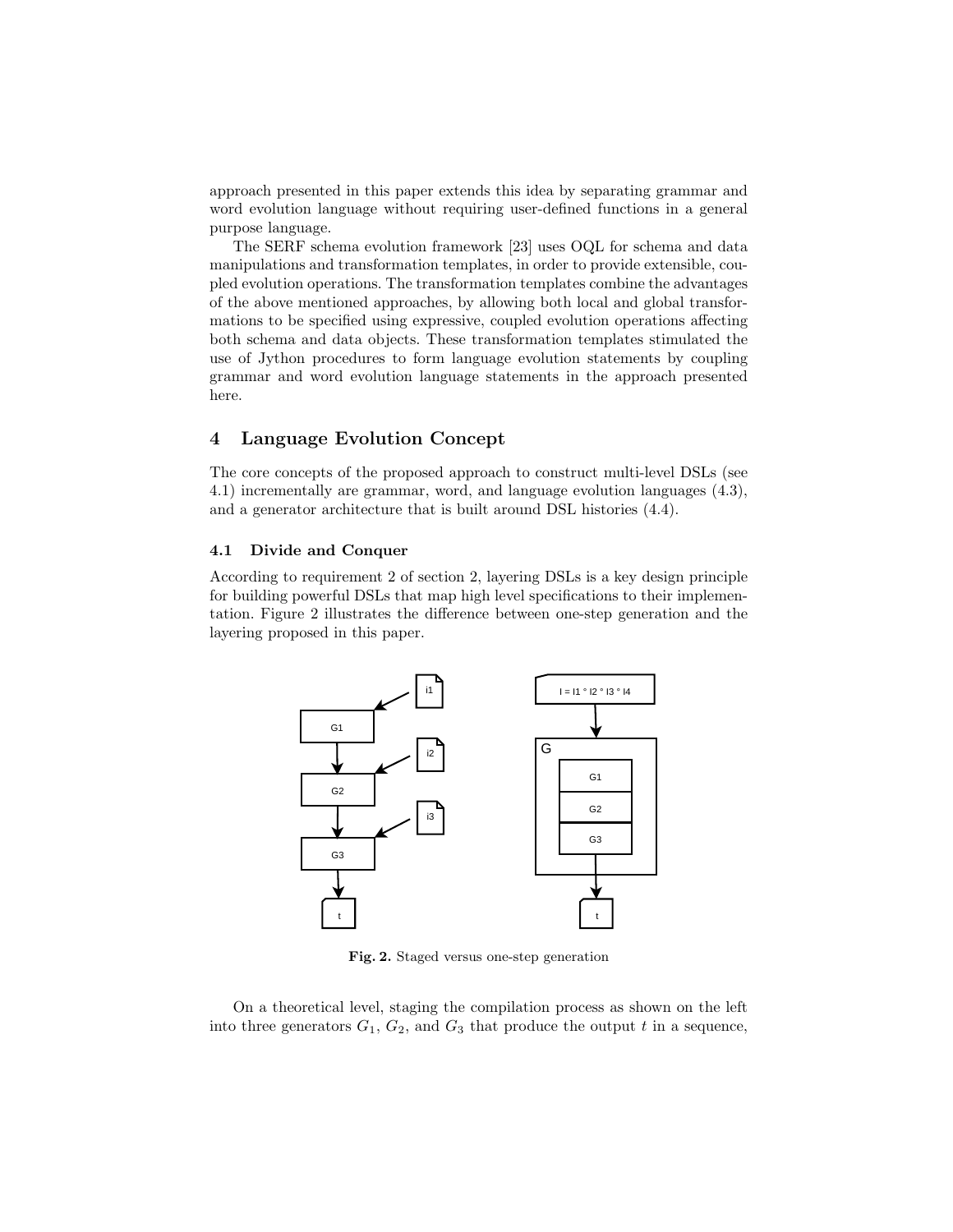approach presented in this paper extends this idea by separating grammar and word evolution language without requiring user-defined functions in a general purpose language.

The SERF schema evolution framework [23] uses OQL for schema and data manipulations and transformation templates, in order to provide extensible, coupled evolution operations. The transformation templates combine the advantages of the above mentioned approaches, by allowing both local and global transformations to be specified using expressive, coupled evolution operations affecting both schema and data objects. These transformation templates stimulated the use of Jython procedures to form language evolution statements by coupling grammar and word evolution language statements in the approach presented here.

## 4 Language Evolution Concept

The core concepts of the proposed approach to construct multi-level DSLs (see 4.1) incrementally are grammar, word, and language evolution languages (4.3), and a generator architecture that is built around DSL histories (4.4).

### 4.1 Divide and Conquer

According to requirement 2 of section 2, layering DSLs is a key design principle for building powerful DSLs that map high level specifications to their implementation. Figure 2 illustrates the difference between one-step generation and the layering proposed in this paper.

**Fig. 2.** Staged versus one-step generation

On a theoretical level, staging the compilation process as shown on the left into three generators $G_1$, $G_2$, and $G_3$ that produce the output $t$ in a sequence,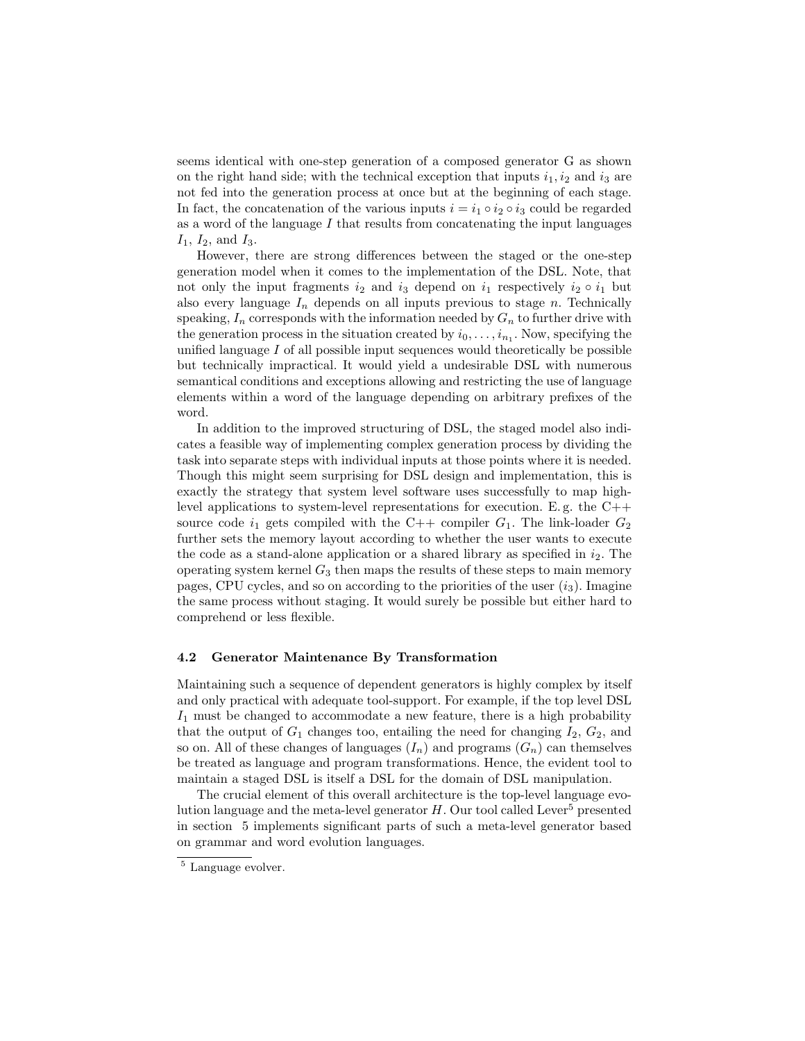seems identical with one-step generation of a composed generator G as shown on the right hand side; with the technical exception that inputs $i_1, i_2$ and $i_3$ are not fed into the generation process at once but at the beginning of each stage. In fact, the concatenation of the various inputs $i = i_1 \circ i_2 \circ i_3$ could be regarded as a word of the language $I$ that results from concatenating the input languages $I_1$, $I_2$, and $I_3$.

However, there are strong differences between the staged or the one-step generation model when it comes to the implementation of the DSL. Note, that not only the input fragments $i_2$ and $i_3$ depend on $i_1$ respectively $i_2 \circ i_1$ but also every language $I_n$ depends on all inputs previous to stage $n$. Technically speaking, $I_n$ corresponds with the information needed by $G_n$ to further drive with the generation process in the situation created by $i_0, \ldots, i_{n_1}$. Now, specifying the unified language $I$ of all possible input sequences would theoretically be possible but technically impractical. It would yield a undesirable DSL with numerous semantical conditions and exceptions allowing and restricting the use of language elements within a word of the language depending on arbitrary prefixes of the word.

In addition to the improved structuring of DSL, the staged model also indicates a feasible way of implementing complex generation process by dividing the task into separate steps with individual inputs at those points where it is needed. Though this might seem surprising for DSL design and implementation, this is exactly the strategy that system level software uses successfully to map high-level applications to system-level representations for execution. E. g. the C++ source code $i_1$ gets compiled with the C++ compiler $G_1$. The link-loader $G_2$ further sets the memory layout according to whether the user wants to execute the code as a stand-alone application or a shared library as specified in $i_2$. The operating system kernel $G_3$ then maps the results of these steps to main memory pages, CPU cycles, and so on according to the priorities of the user ($i_3$). Imagine the same process without staging. It would surely be possible but either hard to comprehend or less flexible.

### 4.2 Generator Maintenance By Transformation

Maintaining such a sequence of dependent generators is highly complex by itself and only practical with adequate tool-support. For example, if the top level DSL $I_1$ must be changed to accommodate a new feature, there is a high probability that the output of $G_1$ changes too, entailing the need for changing $I_2$, $G_2$, and so on. All of these changes of languages ($I_n$) and programs ($G_n$) can themselves be treated as language and program transformations. Hence, the evident tool to maintain a staged DSL is itself a DSL for the domain of DSL manipulation.

The crucial element of this overall architecture is the top-level language evolution language and the meta-level generator $H$. Our tool called Lever[5] presented in section 5 implements significant parts of such a meta-level generator based on grammar and word evolution languages.

[5] Language evolver.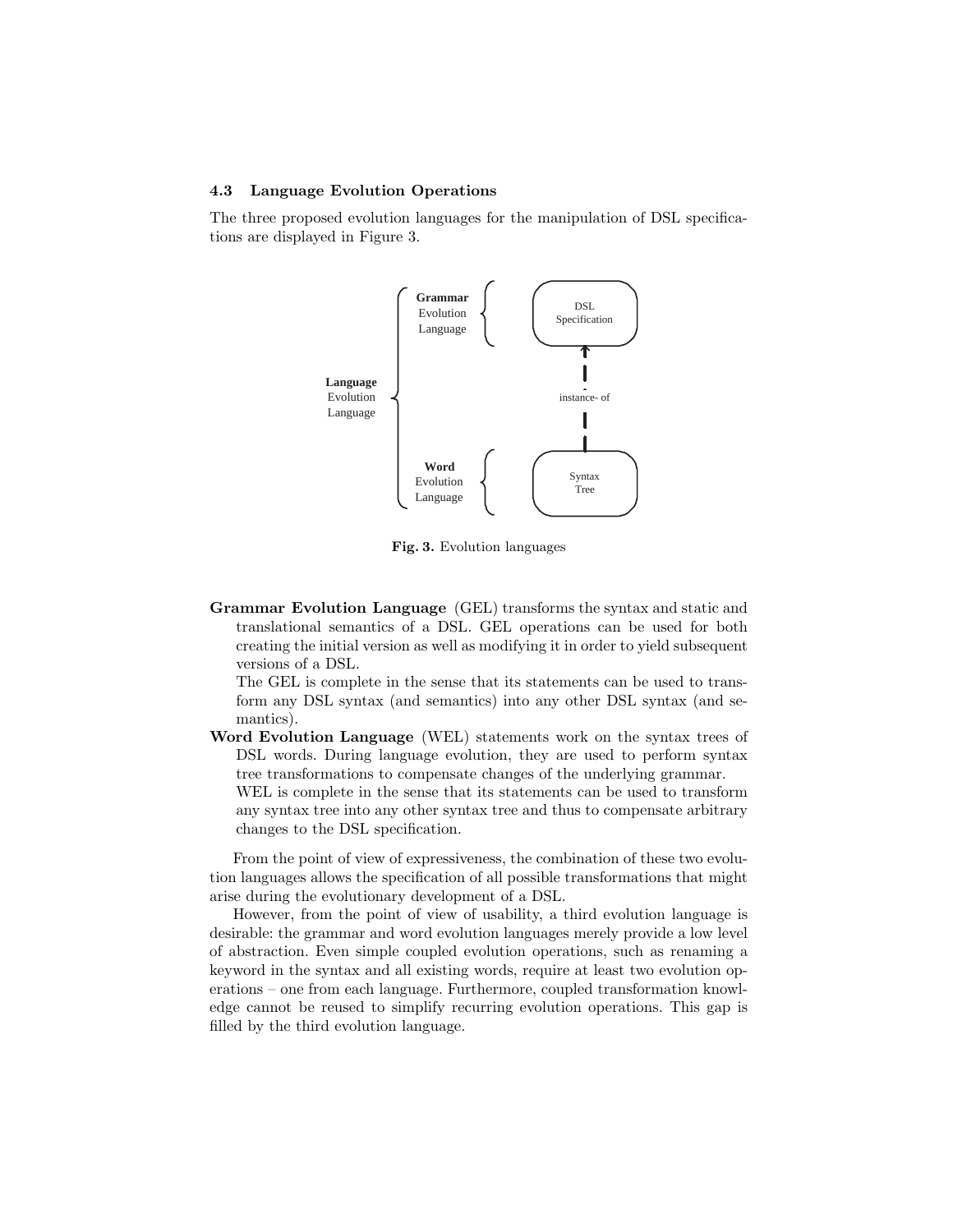### 4.3 Language Evolution Operations

The three proposed evolution languages for the manipulation of DSL specifications are displayed in Figure 3.

**Fig. 3.** Evolution languages

**Grammar Evolution Language** (GEL) transforms the syntax and static and translational semantics of a DSL. GEL operations can be used for both creating the initial version as well as modifying it in order to yield subsequent versions of a DSL.

The GEL is complete in the sense that its statements can be used to transform any DSL syntax (and semantics) into any other DSL syntax (and semantics).

**Word Evolution Language** (WEL) statements work on the syntax trees of DSL words. During language evolution, they are used to perform syntax tree transformations to compensate changes of the underlying grammar.

WEL is complete in the sense that its statements can be used to transform any syntax tree into any other syntax tree and thus to compensate arbitrary changes to the DSL specification.

From the point of view of expressiveness, the combination of these two evolution languages allows the specification of all possible transformations that might arise during the evolutionary development of a DSL.

However, from the point of view of usability, a third evolution language is desirable: the grammar and word evolution languages merely provide a low level of abstraction. Even simple coupled evolution operations, such as renaming a keyword in the syntax and all existing words, require at least two evolution operations – one from each language. Furthermore, coupled transformation knowledge cannot be reused to simplify recurring evolution operations. This gap is filled by the third evolution language.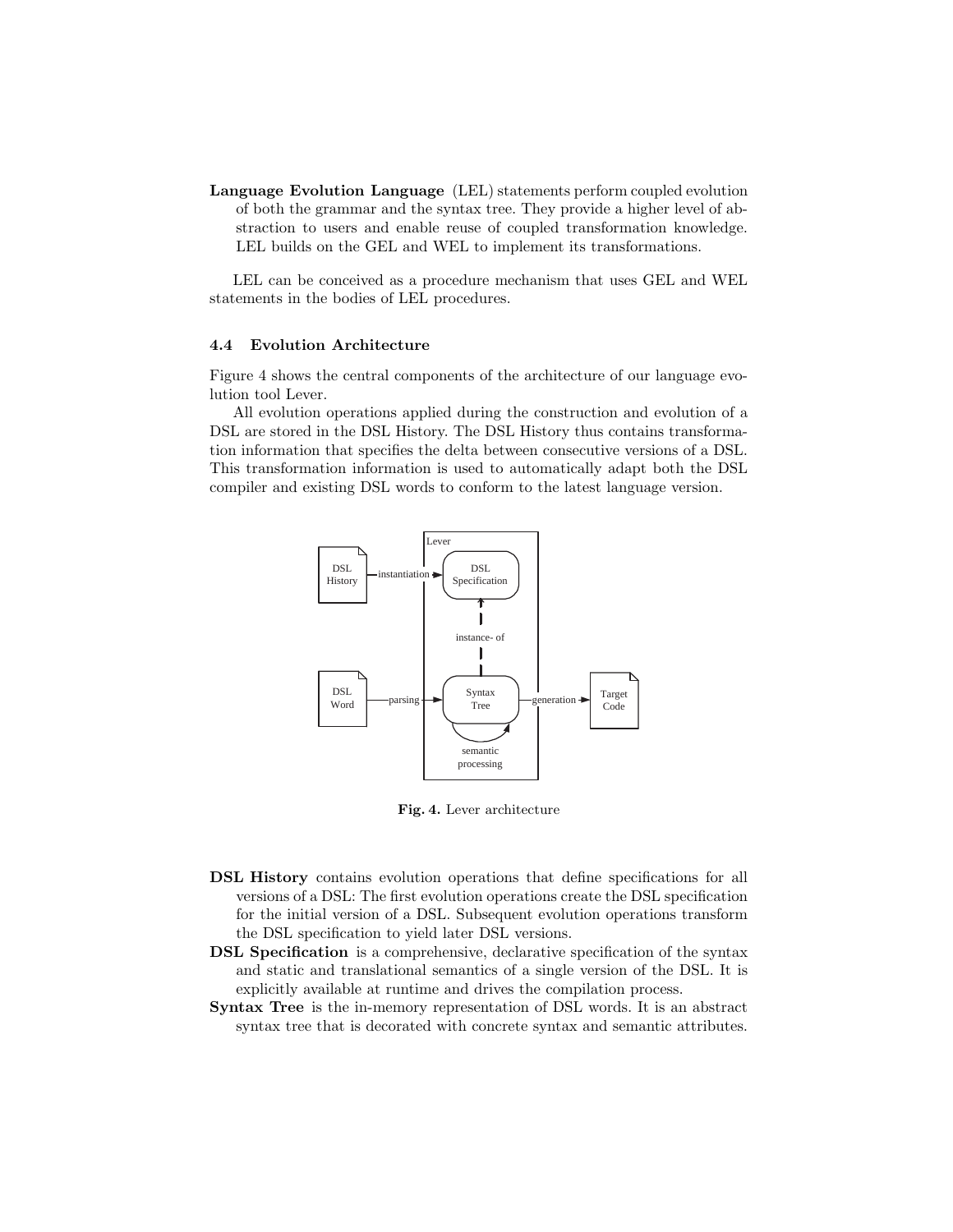**Language Evolution Language** (LEL) statements perform coupled evolution of both the grammar and the syntax tree. They provide a higher level of abstraction to users and enable reuse of coupled transformation knowledge. LEL builds on the GEL and WEL to implement its transformations.

LEL can be conceived as a procedure mechanism that uses GEL and WEL statements in the bodies of LEL procedures.

### 4.4 Evolution Architecture

Figure 4 shows the central components of the architecture of our language evolution tool Lever.

All evolution operations applied during the construction and evolution of a DSL are stored in the DSL History. The DSL History thus contains transformation information that specifies the delta between consecutive versions of a DSL. This transformation information is used to automatically adapt both the DSL compiler and existing DSL words to conform to the latest language version.

**Fig. 4.** Lever architecture

- **DSL History** contains evolution operations that define specifications for all versions of a DSL: The first evolution operations create the DSL specification for the initial version of a DSL. Subsequent evolution operations transform the DSL specification to yield later DSL versions.
- **DSL Specification** is a comprehensive, declarative specification of the syntax and static and translational semantics of a single version of the DSL. It is explicitly available at runtime and drives the compilation process.
- **Syntax Tree** is the in-memory representation of DSL words. It is an abstract syntax tree that is decorated with concrete syntax and semantic attributes.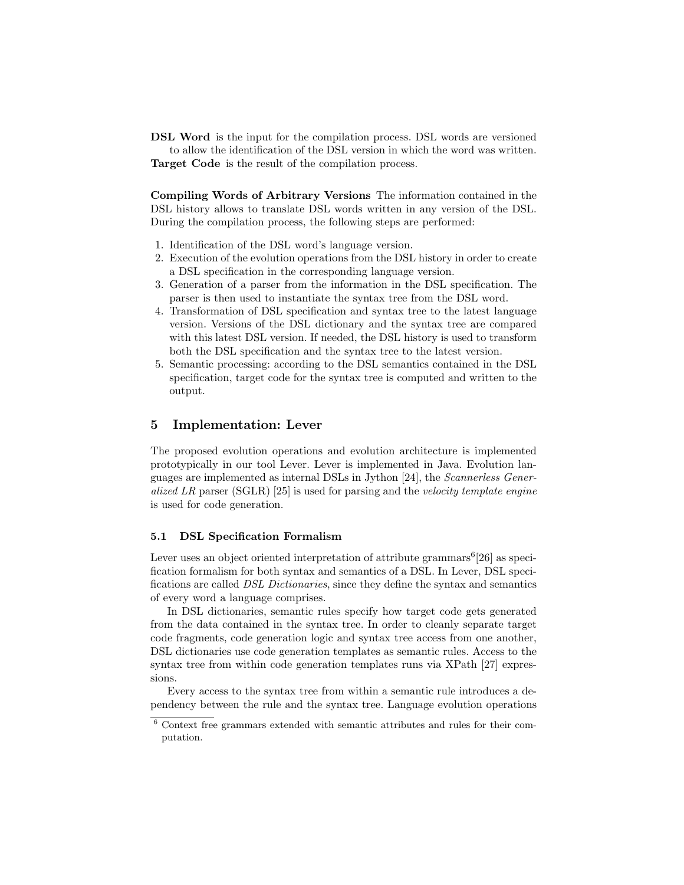**DSL Word** is the input for the compilation process. DSL words are versioned to allow the identification of the DSL version in which the word was written.

**Target Code** is the result of the compilation process.

**Compiling Words of Arbitrary Versions** The information contained in the DSL history allows to translate DSL words written in any version of the DSL. During the compilation process, the following steps are performed:

1. Identification of the DSL word's language version.
2. Execution of the evolution operations from the DSL history in order to create a DSL specification in the corresponding language version.
3. Generation of a parser from the information in the DSL specification. The parser is then used to instantiate the syntax tree from the DSL word.
4. Transformation of DSL specification and syntax tree to the latest language version. Versions of the DSL dictionary and the syntax tree are compared with this latest DSL version. If needed, the DSL history is used to transform both the DSL specification and the syntax tree to the latest version.
5. Semantic processing: according to the DSL semantics contained in the DSL specification, target code for the syntax tree is computed and written to the output.

## 5 Implementation: Lever

The proposed evolution operations and evolution architecture is implemented prototypically in our tool Lever. Lever is implemented in Java. Evolution languages are implemented as internal DSLs in Jython [24], the *Scannerless Generalized LR* parser (SGLR) [25] is used for parsing and the *velocity template engine* is used for code generation.

### 5.1 DSL Specification Formalism

Lever uses an object oriented interpretation of attribute grammars[6][26] as specification formalism for both syntax and semantics of a DSL. In Lever, DSL specifications are called *DSL Dictionaries*, since they define the syntax and semantics of every word a language comprises.

In DSL dictionaries, semantic rules specify how target code gets generated from the data contained in the syntax tree. In order to cleanly separate target code fragments, code generation logic and syntax tree access from one another, DSL dictionaries use code generation templates as semantic rules. Access to the syntax tree from within code generation templates runs via XPath [27] expressions.

Every access to the syntax tree from within a semantic rule introduces a dependency between the rule and the syntax tree. Language evolution operations

[6] Context free grammars extended with semantic attributes and rules for their computation.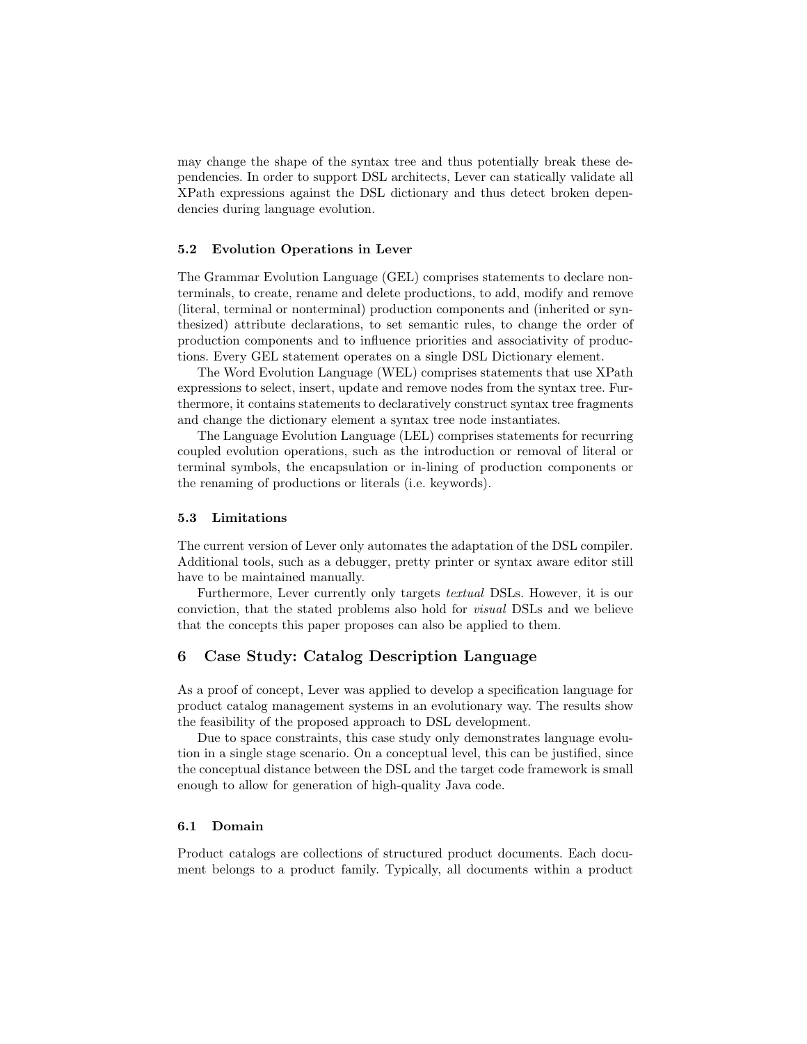may change the shape of the syntax tree and thus potentially break these dependencies. In order to support DSL architects, Lever can statically validate all XPath expressions against the DSL dictionary and thus detect broken dependencies during language evolution.

### 5.2 Evolution Operations in Lever

The Grammar Evolution Language (GEL) comprises statements to declare nonterminals, to create, rename and delete productions, to add, modify and remove (literal, terminal or nonterminal) production components and (inherited or synthesized) attribute declarations, to set semantic rules, to change the order of production components and to influence priorities and associativity of productions. Every GEL statement operates on a single DSL Dictionary element.

The Word Evolution Language (WEL) comprises statements that use XPath expressions to select, insert, update and remove nodes from the syntax tree. Furthermore, it contains statements to declaratively construct syntax tree fragments and change the dictionary element a syntax tree node instantiates.

The Language Evolution Language (LEL) comprises statements for recurring coupled evolution operations, such as the introduction or removal of literal or terminal symbols, the encapsulation or in-lining of production components or the renaming of productions or literals (i.e. keywords).

### 5.3 Limitations

The current version of Lever only automates the adaptation of the DSL compiler. Additional tools, such as a debugger, pretty printer or syntax aware editor still have to be maintained manually.

Furthermore, Lever currently only targets *textual* DSLs. However, it is our conviction, that the stated problems also hold for *visual* DSLs and we believe that the concepts this paper proposes can also be applied to them.

## 6 Case Study: Catalog Description Language

As a proof of concept, Lever was applied to develop a specification language for product catalog management systems in an evolutionary way. The results show the feasibility of the proposed approach to DSL development.

Due to space constraints, this case study only demonstrates language evolution in a single stage scenario. On a conceptual level, this can be justified, since the conceptual distance between the DSL and the target code framework is small enough to allow for generation of high-quality Java code.

### 6.1 Domain

Product catalogs are collections of structured product documents. Each document belongs to a product family. Typically, all documents within a product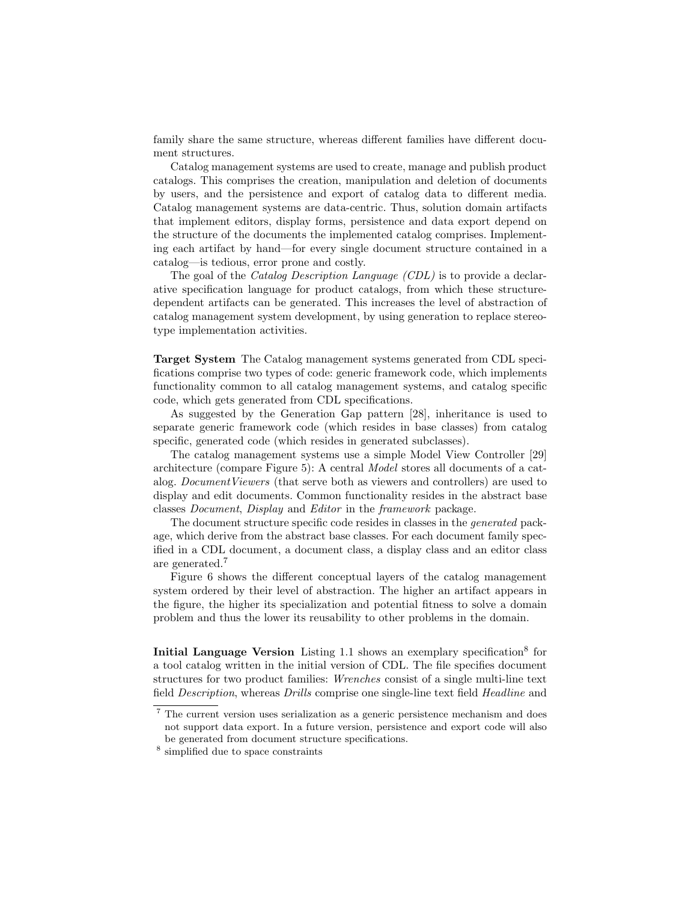family share the same structure, whereas different families have different document structures.

Catalog management systems are used to create, manage and publish product catalogs. This comprises the creation, manipulation and deletion of documents by users, and the persistence and export of catalog data to different media. Catalog management systems are data-centric. Thus, solution domain artifacts that implement editors, display forms, persistence and data export depend on the structure of the documents the implemented catalog comprises. Implementing each artifact by hand—for every single document structure contained in a catalog—is tedious, error prone and costly.

The goal of the *Catalog Description Language (CDL)* is to provide a declarative specification language for product catalogs, from which these structure-dependent artifacts can be generated. This increases the level of abstraction of catalog management system development, by using generation to replace stereotype implementation activities.

**Target System** The Catalog management systems generated from CDL specifications comprise two types of code: generic framework code, which implements functionality common to all catalog management systems, and catalog specific code, which gets generated from CDL specifications.

As suggested by the Generation Gap pattern [28], inheritance is used to separate generic framework code (which resides in base classes) from catalog specific, generated code (which resides in generated subclasses).

The catalog management systems use a simple Model View Controller [29] architecture (compare Figure 5): A central *Model* stores all documents of a catalog. *DocumentViewers* (that serve both as viewers and controllers) are used to display and edit documents. Common functionality resides in the abstract base classes *Document*, *Display* and *Editor* in the *framework* package.

The document structure specific code resides in classes in the *generated* package, which derive from the abstract base classes. For each document family specified in a CDL document, a document class, a display class and an editor class are generated.[7]

Figure 6 shows the different conceptual layers of the catalog management system ordered by their level of abstraction. The higher an artifact appears in the figure, the higher its specialization and potential fitness to solve a domain problem and thus the lower its reusability to other problems in the domain.

**Initial Language Version** Listing 1.1 shows an exemplary specification[8] for a tool catalog written in the initial version of CDL. The file specifies document structures for two product families: *Wrenches* consist of a single multi-line text field *Description*, whereas *Drills* comprise one single-line text field *Headline* and

[7] The current version uses serialization as a generic persistence mechanism and does not support data export. In a future version, persistence and export code will also be generated from document structure specifications.

[8] simplified due to space constraints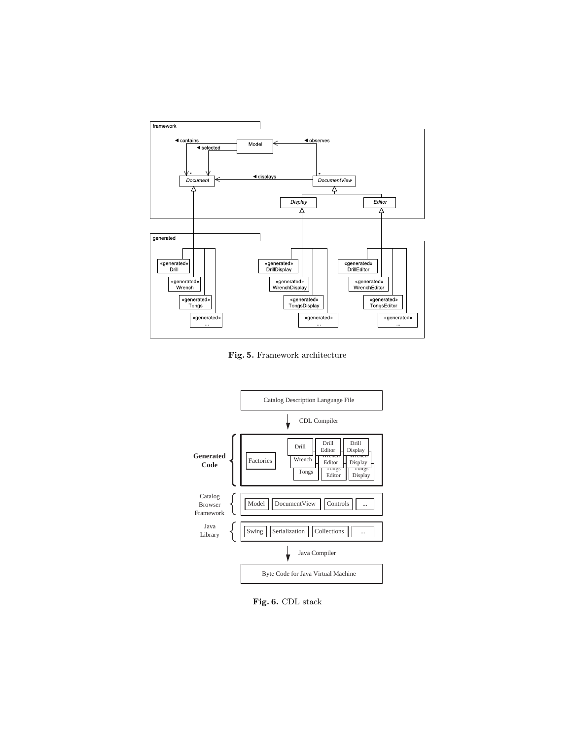**Fig. 5.** Framework architecture

**Fig. 6.** CDL stack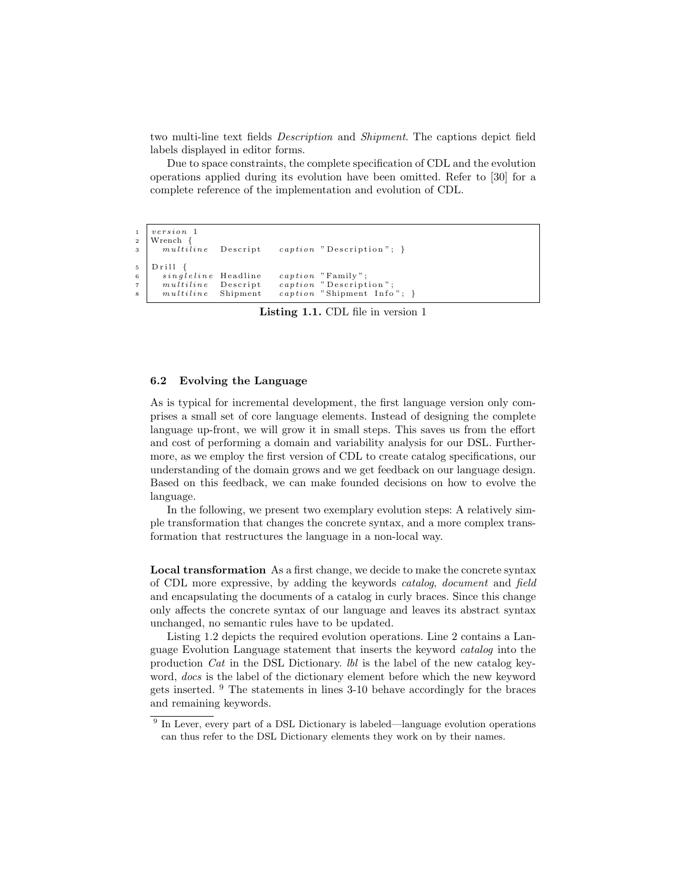two multi-line text fields *Description* and *Shipment*. The captions depict field labels displayed in editor forms.

Due to space constraints, the complete specification of CDL and the evolution operations applied during its evolution have been omitted. Refer to [30] for a complete reference of the implementation and evolution of CDL.

```
1  version 1
2  Wrench {
3    multiline  Descript    caption "Description"; }

5  Drill {
6    singleline Headline    caption "Family";
7    multiline  Descript    caption "Description";
8    multiline  Shipment    caption "Shipment Info"; }
```

**Listing 1.1.** CDL file in version 1

### 6.2 Evolving the Language

As is typical for incremental development, the first language version only comprises a small set of core language elements. Instead of designing the complete language up-front, we will grow it in small steps. This saves us from the effort and cost of performing a domain and variability analysis for our DSL. Furthermore, as we employ the first version of CDL to create catalog specifications, our understanding of the domain grows and we get feedback on our language design. Based on this feedback, we can make founded decisions on how to evolve the language.

In the following, we present two exemplary evolution steps: A relatively simple transformation that changes the concrete syntax, and a more complex transformation that restructures the language in a non-local way.

**Local transformation** As a first change, we decide to make the concrete syntax of CDL more expressive, by adding the keywords *catalog*, *document* and *field* and encapsulating the documents of a catalog in curly braces. Since this change only affects the concrete syntax of our language and leaves its abstract syntax unchanged, no semantic rules have to be updated.

Listing 1.2 depicts the required evolution operations. Line 2 contains a Language Evolution Language statement that inserts the keyword *catalog* into the production *Cat* in the DSL Dictionary. *lbl* is the label of the new catalog keyword, *docs* is the label of the dictionary element before which the new keyword gets inserted. [9] The statements in lines 3-10 behave accordingly for the braces and remaining keywords.

[9] In Lever, every part of a DSL Dictionary is labeled—language evolution operations can thus refer to the DSL Dictionary elements they work on by their names.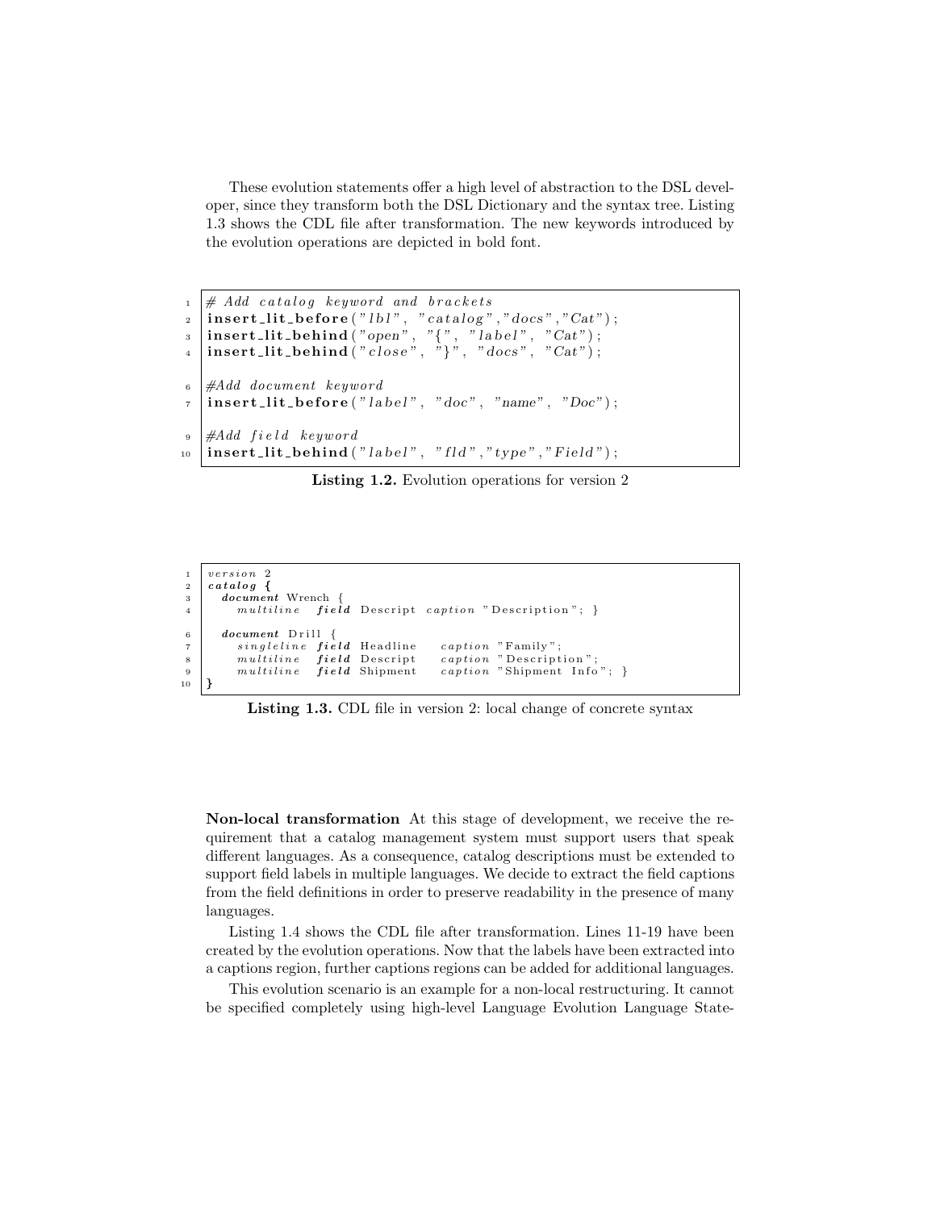These evolution statements offer a high level of abstraction to the DSL developer, since they transform both the DSL Dictionary and the syntax tree. Listing 1.3 shows the CDL file after transformation. The new keywords introduced by the evolution operations are depicted in bold font.

```
# Add catalog keyword and brackets
insert_lit_before("lbl", "catalog","docs","Cat");
insert_lit_behind("open", "{", "label", "Cat");
insert_lit_behind("close", "}", "docs", "Cat");

#Add document keyword
insert_lit_before("label", "doc", "name", "Doc");

#Add field keyword
insert_lit_behind("label", "fld","type","Field");
```

**Listing 1.2.** Evolution operations for version 2

```
version 2
catalog {
  document Wrench {
    multiline  field Descript caption "Description"; }

  document Drill {
    singleline field Headline   caption "Family";
    multiline  field Descript   caption "Description";
    multiline  field Shipment   caption "Shipment Info"; }
}
```

**Listing 1.3.** CDL file in version 2: local change of concrete syntax

**Non-local transformation** At this stage of development, we receive the requirement that a catalog management system must support users that speak different languages. As a consequence, catalog descriptions must be extended to support field labels in multiple languages. We decide to extract the field captions from the field definitions in order to preserve readability in the presence of many languages.

Listing 1.4 shows the CDL file after transformation. Lines 11-19 have been created by the evolution operations. Now that the labels have been extracted into a captions region, further captions regions can be added for additional languages.

This evolution scenario is an example for a non-local restructuring. It cannot be specified completely using high-level Language Evolution Language State-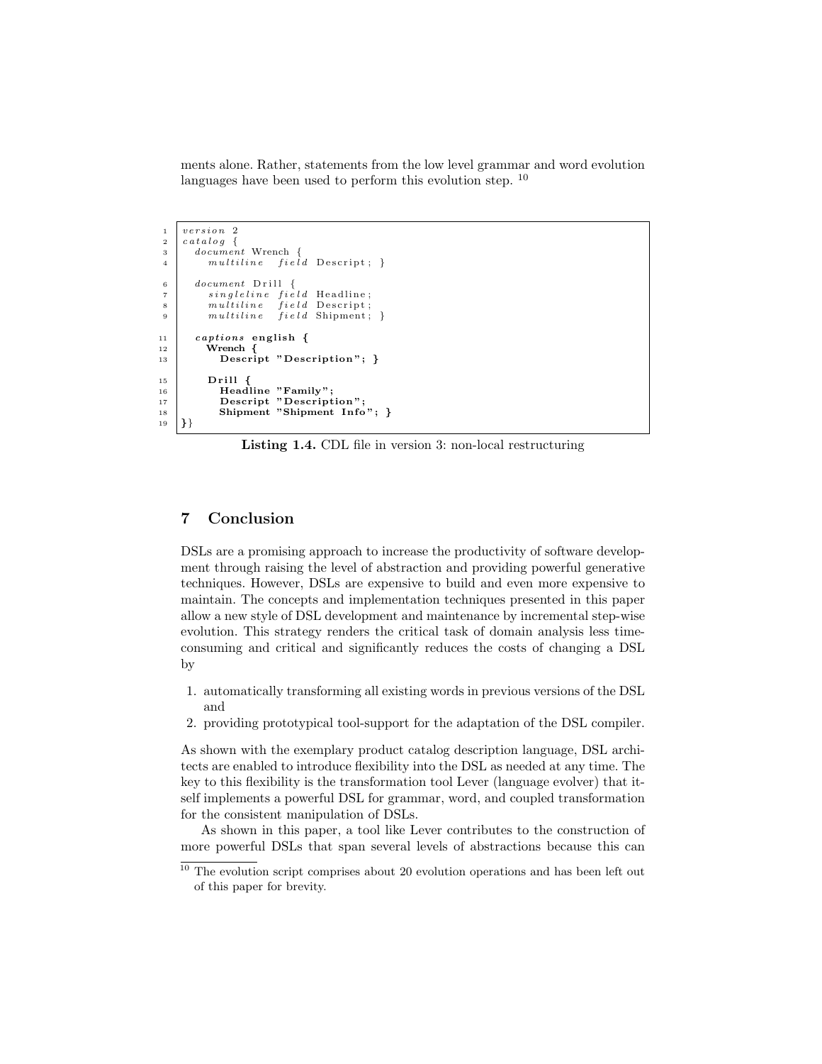ments alone. Rather, statements from the low level grammar and word evolution languages have been used to perform this evolution step. [10]

```
1  version 2
2  catalog {
3    document Wrench {
4      multiline  field Descript; }

6    document Drill {
7      singleline field Headline;
8      multiline  field Descript;
9      multiline  field Shipment; }

11   captions english {
12     Wrench {
13       Descript "Description"; }

15     Drill {
16       Headline "Family";
17       Descript "Description";
18       Shipment "Shipment Info"; }
19 }}
```

**Listing 1.4.** CDL file in version 3: non-local restructuring

## 7 Conclusion

DSLs are a promising approach to increase the productivity of software development through raising the level of abstraction and providing powerful generative techniques. However, DSLs are expensive to build and even more expensive to maintain. The concepts and implementation techniques presented in this paper allow a new style of DSL development and maintenance by incremental step-wise evolution. This strategy renders the critical task of domain analysis less time-consuming and critical and significantly reduces the costs of changing a DSL by

1. automatically transforming all existing words in previous versions of the DSL and
2. providing prototypical tool-support for the adaptation of the DSL compiler.

As shown with the exemplary product catalog description language, DSL architects are enabled to introduce flexibility into the DSL as needed at any time. The key to this flexibility is the transformation tool Lever (language evolver) that itself implements a powerful DSL for grammar, word, and coupled transformation for the consistent manipulation of DSLs.

As shown in this paper, a tool like Lever contributes to the construction of more powerful DSLs that span several levels of abstractions because this can

[10] The evolution script comprises about 20 evolution operations and has been left out of this paper for brevity.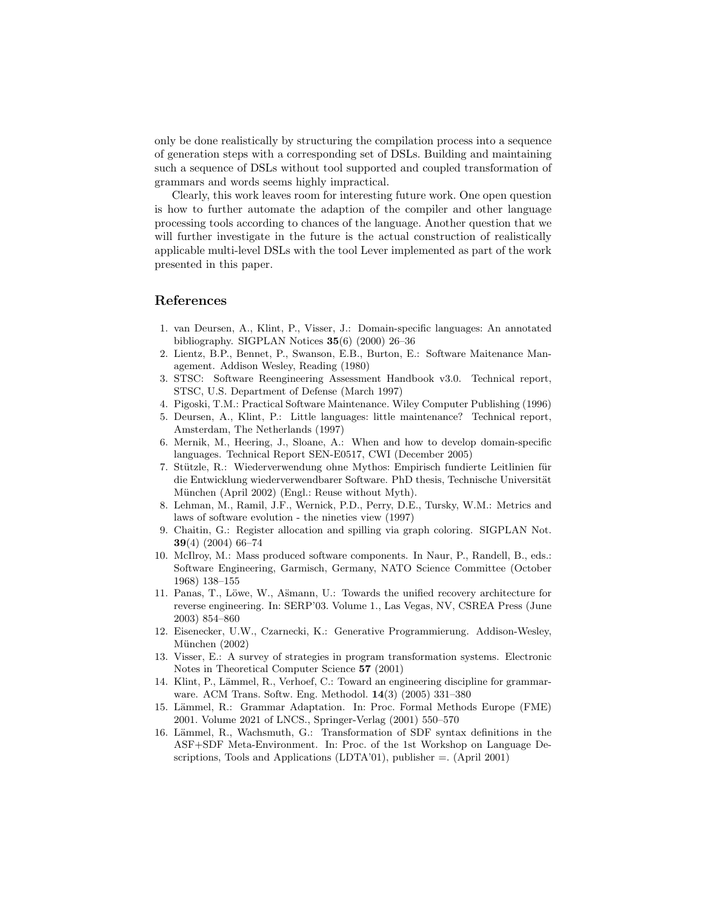only be done realistically by structuring the compilation process into a sequence of generation steps with a corresponding set of DSLs. Building and maintaining such a sequence of DSLs without tool supported and coupled transformation of grammars and words seems highly impractical.

Clearly, this work leaves room for interesting future work. One open question is how to further automate the adaption of the compiler and other language processing tools according to chances of the language. Another question that we will further investigate in the future is the actual construction of realistically applicable multi-level DSLs with the tool Lever implemented as part of the work presented in this paper.

## References

1. van Deursen, A., Klint, P., Visser, J.: Domain-specific languages: An annotated bibliography. SIGPLAN Notices **35**(6) (2000) 26–36
2. Lientz, B.P., Bennet, P., Swanson, E.B., Burton, E.: Software Maitenance Management. Addison Wesley, Reading (1980)
3. STSC: Software Reengineering Assessment Handbook v3.0. Technical report, STSC, U.S. Department of Defense (March 1997)
4. Pigoski, T.M.: Practical Software Maintenance. Wiley Computer Publishing (1996)
5. Deursen, A., Klint, P.: Little languages: little maintenance? Technical report, Amsterdam, The Netherlands (1997)
6. Mernik, M., Heering, J., Sloane, A.: When and how to develop domain-specific languages. Technical Report SEN-E0517, CWI (December 2005)
7. Stützle, R.: Wiederverwendung ohne Mythos: Empirisch fundierte Leitlinien für die Entwicklung wiederverwendbarer Software. PhD thesis, Technische Universität München (April 2002) (Engl.: Reuse without Myth).
8. Lehman, M., Ramil, J.F., Wernick, P.D., Perry, D.E., Tursky, W.M.: Metrics and laws of software evolution - the nineties view (1997)
9. Chaitin, G.: Register allocation and spilling via graph coloring. SIGPLAN Not. **39**(4) (2004) 66–74
10. McIlroy, M.: Mass produced software components. In Naur, P., Randell, B., eds.: Software Engineering, Garmisch, Germany, NATO Science Committee (October 1968) 138–155
11. Panas, T., Löwe, W., Ašmann, U.: Towards the unified recovery architecture for reverse engineering. In: SERP'03. Volume 1., Las Vegas, NV, CSREA Press (June 2003) 854–860
12. Eisenecker, U.W., Czarnecki, K.: Generative Programmierung. Addison-Wesley, München (2002)
13. Visser, E.: A survey of strategies in program transformation systems. Electronic Notes in Theoretical Computer Science **57** (2001)
14. Klint, P., Lämmel, R., Verhoef, C.: Toward an engineering discipline for grammarware. ACM Trans. Softw. Eng. Methodol. **14**(3) (2005) 331–380
15. Lämmel, R.: Grammar Adaptation. In: Proc. Formal Methods Europe (FME) 2001. Volume 2021 of LNCS., Springer-Verlag (2001) 550–570
16. Lämmel, R., Wachsmuth, G.: Transformation of SDF syntax definitions in the ASF+SDF Meta-Environment. In: Proc. of the 1st Workshop on Language Descriptions, Tools and Applications (LDTA'01), publisher =. (April 2001)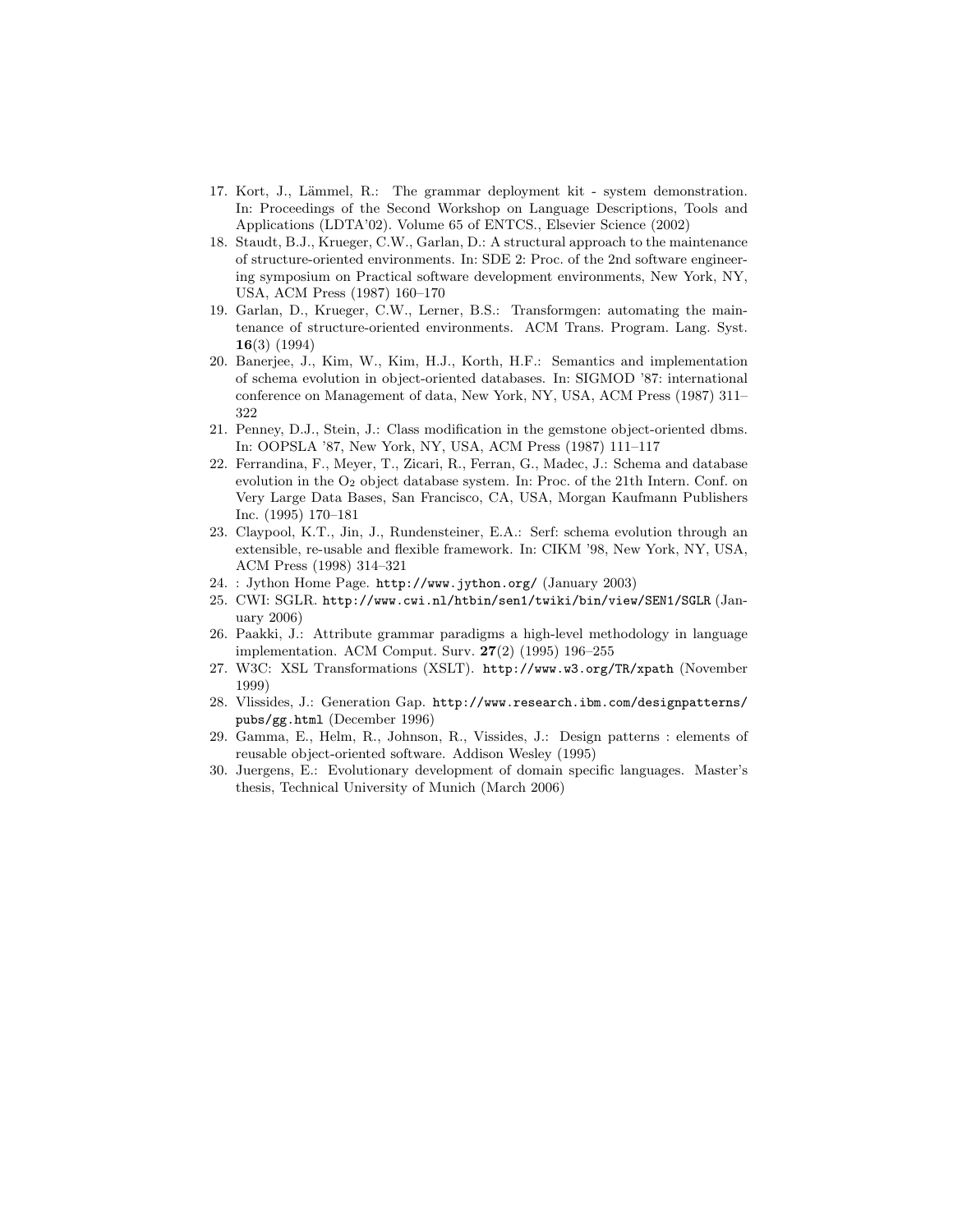17. Kort, J., Lämmel, R.: The grammar deployment kit - system demonstration. In: Proceedings of the Second Workshop on Language Descriptions, Tools and Applications (LDTA'02). Volume 65 of ENTCS., Elsevier Science (2002)
18. Staudt, B.J., Krueger, C.W., Garlan, D.: A structural approach to the maintenance of structure-oriented environments. In: SDE 2: Proc. of the 2nd software engineering symposium on Practical software development environments, New York, NY, USA, ACM Press (1987) 160–170
19. Garlan, D., Krueger, C.W., Lerner, B.S.: Transformgen: automating the maintenance of structure-oriented environments. ACM Trans. Program. Lang. Syst. **16**(3) (1994)
20. Banerjee, J., Kim, W., Kim, H.J., Korth, H.F.: Semantics and implementation of schema evolution in object-oriented databases. In: SIGMOD '87: international conference on Management of data, New York, NY, USA, ACM Press (1987) 311–322
21. Penney, D.J., Stein, J.: Class modification in the gemstone object-oriented dbms. In: OOPSLA '87, New York, NY, USA, ACM Press (1987) 111–117
22. Ferrandina, F., Meyer, T., Zicari, R., Ferran, G., Madec, J.: Schema and database evolution in the $O_2$ object database system. In: Proc. of the 21th Intern. Conf. on Very Large Data Bases, San Francisco, CA, USA, Morgan Kaufmann Publishers Inc. (1995) 170–181
23. Claypool, K.T., Jin, J., Rundensteiner, E.A.: Serf: schema evolution through an extensible, re-usable and flexible framework. In: CIKM '98, New York, NY, USA, ACM Press (1998) 314–321
24. : Jython Home Page. `http://www.jython.org/` (January 2003)
25. CWI: SGLR. `http://www.cwi.nl/htbin/sen1/twiki/bin/view/SEN1/SGLR` (January 2006)
26. Paakki, J.: Attribute grammar paradigms a high-level methodology in language implementation. ACM Comput. Surv. **27**(2) (1995) 196–255
27. W3C: XSL Transformations (XSLT). `http://www.w3.org/TR/xpath` (November 1999)
28. Vlissides, J.: Generation Gap. `http://www.research.ibm.com/designpatterns/pubs/gg.html` (December 1996)
29. Gamma, E., Helm, R., Johnson, R., Vissides, J.: Design patterns : elements of reusable object-oriented software. Addison Wesley (1995)
30. Juergens, E.: Evolutionary development of domain specific languages. Master's thesis, Technical University of Munich (March 2006)